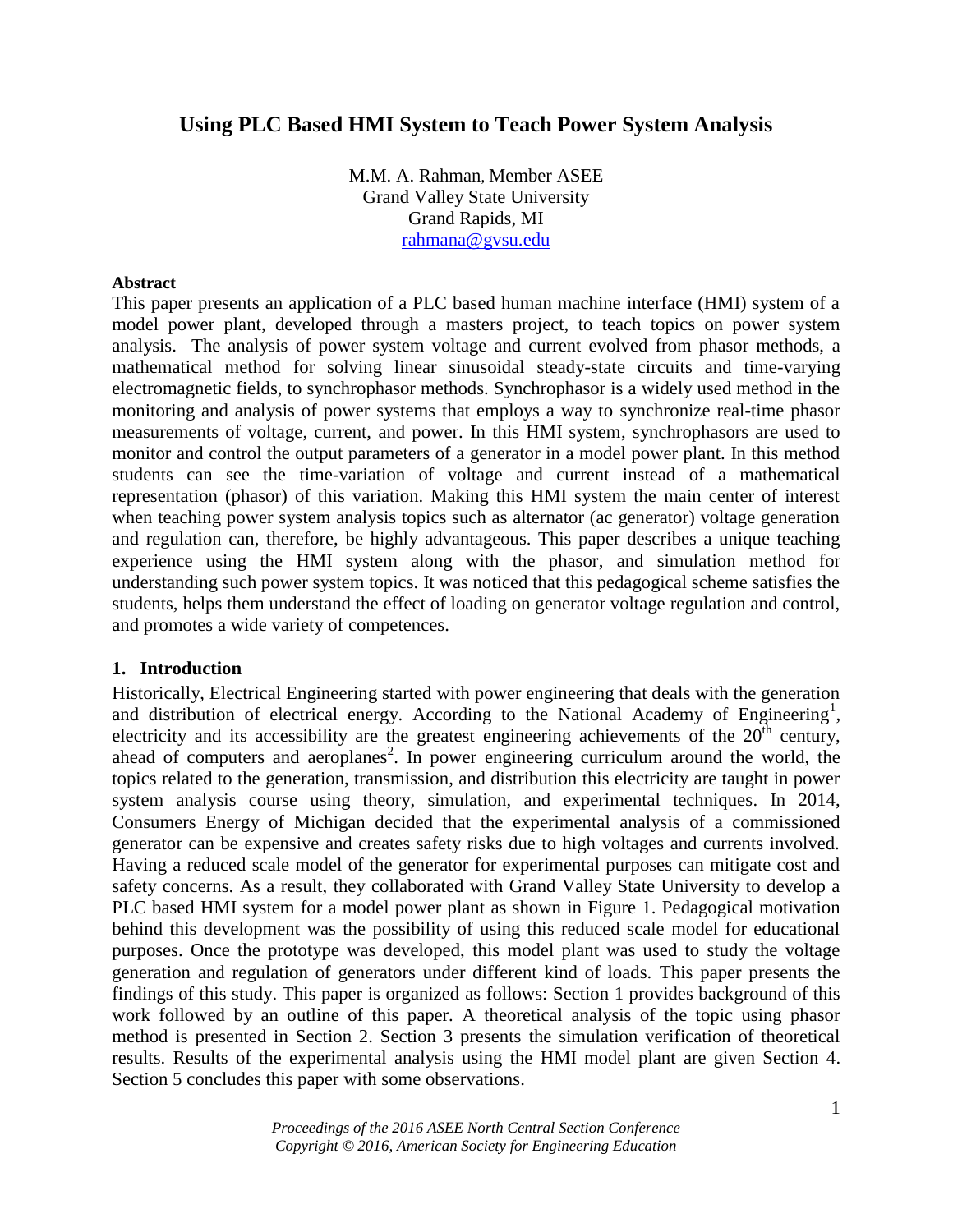# Using PLC Based HMI System to Teach Power System Analysis

M.M. A. Rahman, Member ASEE
Grand Valley State University
Grand Rapids, MI
rahmana@gvsu.edu

**Abstract**

This paper presents an application of a PLC based human machine interface (HMI) system of a model power plant, developed through a masters project, to teach topics on power system analysis. The analysis of power system voltage and current evolved from phasor methods, a mathematical method for solving linear sinusoidal steady-state circuits and time-varying electromagnetic fields, to synchrophasor methods. Synchrophasor is a widely used method in the monitoring and analysis of power systems that employs a way to synchronize real-time phasor measurements of voltage, current, and power. In this HMI system, synchrophasors are used to monitor and control the output parameters of a generator in a model power plant. In this method students can see the time-variation of voltage and current instead of a mathematical representation (phasor) of this variation. Making this HMI system the main center of interest when teaching power system analysis topics such as alternator (ac generator) voltage generation and regulation can, therefore, be highly advantageous. This paper describes a unique teaching experience using the HMI system along with the phasor, and simulation method for understanding such power system topics. It was noticed that this pedagogical scheme satisfies the students, helps them understand the effect of loading on generator voltage regulation and control, and promotes a wide variety of competences.

## 1. Introduction

Historically, Electrical Engineering started with power engineering that deals with the generation and distribution of electrical energy. According to the National Academy of Engineering[1], electricity and its accessibility are the greatest engineering achievements of the 20th century, ahead of computers and aeroplanes[2]. In power engineering curriculum around the world, the topics related to the generation, transmission, and distribution this electricity are taught in power system analysis course using theory, simulation, and experimental techniques. In 2014, Consumers Energy of Michigan decided that the experimental analysis of a commissioned generator can be expensive and creates safety risks due to high voltages and currents involved. Having a reduced scale model of the generator for experimental purposes can mitigate cost and safety concerns. As a result, they collaborated with Grand Valley State University to develop a PLC based HMI system for a model power plant as shown in Figure 1. Pedagogical motivation behind this development was the possibility of using this reduced scale model for educational purposes. Once the prototype was developed, this model plant was used to study the voltage generation and regulation of generators under different kind of loads. This paper presents the findings of this study. This paper is organized as follows: Section 1 provides background of this work followed by an outline of this paper. A theoretical analysis of the topic using phasor method is presented in Section 2. Section 3 presents the simulation verification of theoretical results. Results of the experimental analysis using the HMI model plant are given Section 4. Section 5 concludes this paper with some observations.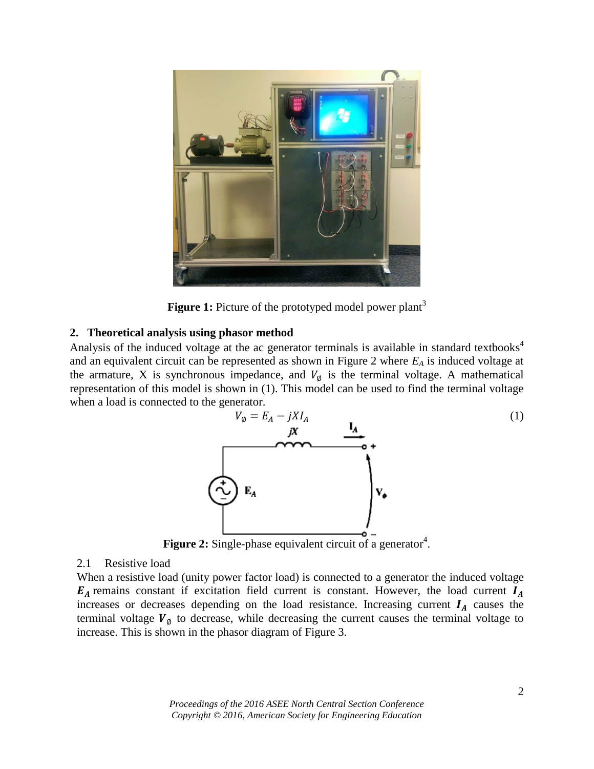**Figure 1:** Picture of the prototyped model power plant[3]

## 2. Theoretical analysis using phasor method

Analysis of the induced voltage at the ac generator terminals is available in standard textbooks[4] and an equivalent circuit can be represented as shown in Figure 2 where $E_A$ is induced voltage at the armature, X is synchronous impedance, and $V_\emptyset$ is the terminal voltage. A mathematical representation of this model is shown in (1). This model can be used to find the terminal voltage when a load is connected to the generator.

$$V_\emptyset = E_A - jXI_A \tag{1}$$

**Figure 2:** Single-phase equivalent circuit of a generator[4].

### 2.1 Resistive load

When a resistive load (unity power factor load) is connected to a generator the induced voltage $\boldsymbol{E_A}$ remains constant if excitation field current is constant. However, the load current $\boldsymbol{I_A}$ increases or decreases depending on the load resistance. Increasing current $\boldsymbol{I_A}$ causes the terminal voltage $\boldsymbol{V_\emptyset}$ to decrease, while decreasing the current causes the terminal voltage to increase. This is shown in the phasor diagram of Figure 3.

*Proceedings of the 2016 ASEE North Central Section Conference*
*Copyright © 2016, American Society for Engineering Education*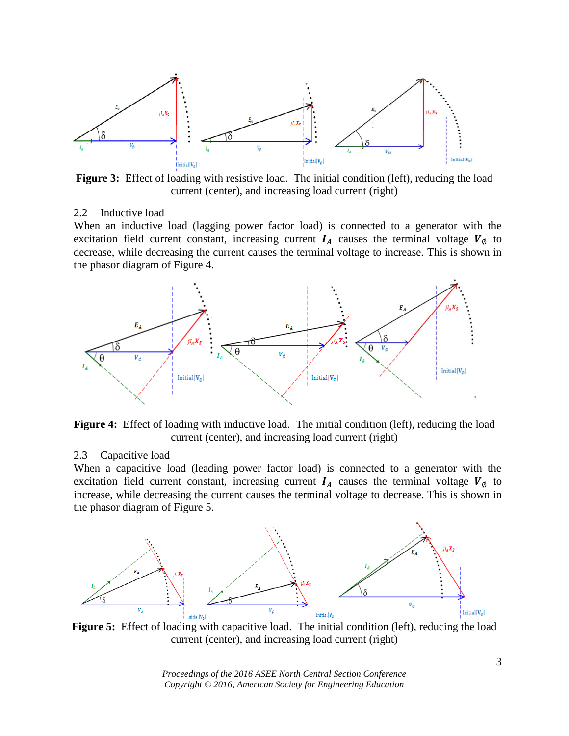**Figure 3:** Effect of loading with resistive load. The initial condition (left), reducing the load current (center), and increasing load current (right)

### 2.2 Inductive load

When an inductive load (lagging power factor load) is connected to a generator with the excitation field current constant, increasing current $\boldsymbol{I_A}$ causes the terminal voltage $\boldsymbol{V_\emptyset}$ to decrease, while decreasing the current causes the terminal voltage to increase. This is shown in the phasor diagram of Figure 4.

**Figure 4:** Effect of loading with inductive load. The initial condition (left), reducing the load current (center), and increasing load current (right)

### 2.3 Capacitive load

When a capacitive load (leading power factor load) is connected to a generator with the excitation field current constant, increasing current $\boldsymbol{I_A}$ causes the terminal voltage $\boldsymbol{V_\emptyset}$ to increase, while decreasing the current causes the terminal voltage to decrease. This is shown in the phasor diagram of Figure 5.

**Figure 5:** Effect of loading with capacitive load. The initial condition (left), reducing the load current (center), and increasing load current (right)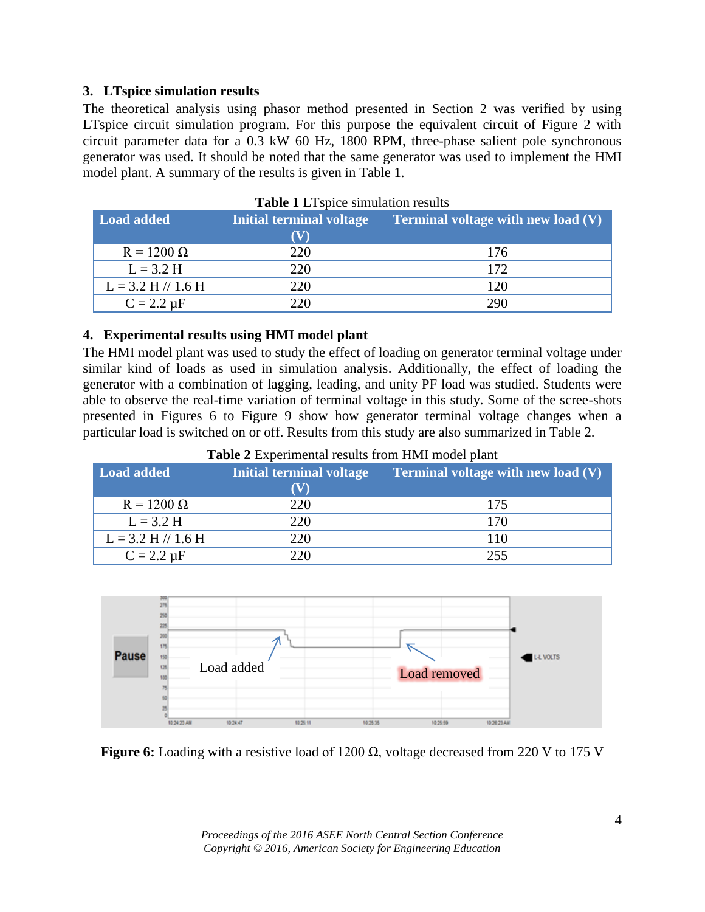## 3. LTspice simulation results

The theoretical analysis using phasor method presented in Section 2 was verified by using LTspice circuit simulation program. For this purpose the equivalent circuit of Figure 2 with circuit parameter data for a 0.3 kW 60 Hz, 1800 RPM, three-phase salient pole synchronous generator was used. It should be noted that the same generator was used to implement the HMI model plant. A summary of the results is given in Table 1.

**Table 1** LTspice simulation results

| Load added | Initial terminal voltage (V) | Terminal voltage with new load (V) |
|---|---|---|
| R = 1200 Ω | 220 | 176 |
| L = 3.2 H | 220 | 172 |
| L = 3.2 H // 1.6 H | 220 | 120 |
| C = 2.2 μF | 220 | 290 |

## 4. Experimental results using HMI model plant

The HMI model plant was used to study the effect of loading on generator terminal voltage under similar kind of loads as used in simulation analysis. Additionally, the effect of loading the generator with a combination of lagging, leading, and unity PF load was studied. Students were able to observe the real-time variation of terminal voltage in this study. Some of the scree-shots presented in Figures 6 to Figure 9 show how generator terminal voltage changes when a particular load is switched on or off. Results from this study are also summarized in Table 2.

**Table 2** Experimental results from HMI model plant

| Load added | Initial terminal voltage (V) | Terminal voltage with new load (V) |
|---|---|---|
| R = 1200 Ω | 220 | 175 |
| L = 3.2 H | 220 | 170 |
| L = 3.2 H // 1.6 H | 220 | 110 |
| C = 2.2 μF | 220 | 255 |

**Figure 6:** Loading with a resistive load of 1200 Ω, voltage decreased from 220 V to 175 V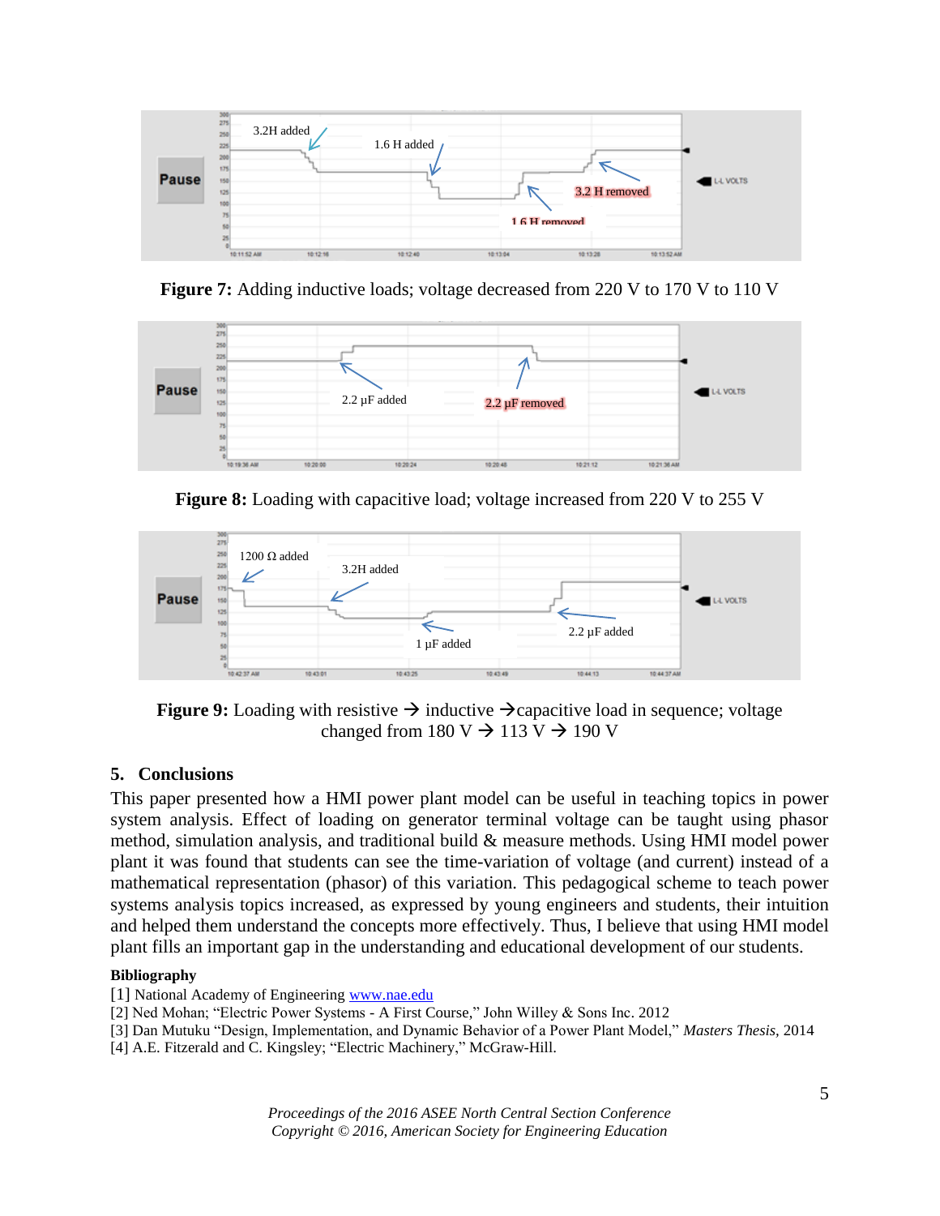3.2H added

1.6 H added

3.2 H removed

1.6 H removed

Pause

L-L VOLTS

**Figure 7:** Adding inductive loads; voltage decreased from 220 V to 170 V to 110 V

2.2 µF added

2.2 µF removed

Pause

L-L VOLTS

**Figure 8:** Loading with capacitive load; voltage increased from 220 V to 255 V

1200 Ω added

3.2H added

1 µF added

2.2 µF added

Pause

L-L VOLTS

**Figure 9:** Loading with resistive → inductive →capacitive load in sequence; voltage changed from 180 V → 113 V → 190 V

## 5. Conclusions

This paper presented how a HMI power plant model can be useful in teaching topics in power system analysis. Effect of loading on generator terminal voltage can be taught using phasor method, simulation analysis, and traditional build & measure methods. Using HMI model power plant it was found that students can see the time-variation of voltage (and current) instead of a mathematical representation (phasor) of this variation. This pedagogical scheme to teach power systems analysis topics increased, as expressed by young engineers and students, their intuition and helped them understand the concepts more effectively. Thus, I believe that using HMI model plant fills an important gap in the understanding and educational development of our students.

**Bibliography**

[1] National Academy of Engineering www.nae.edu

[2] Ned Mohan; "Electric Power Systems - A First Course," John Willey & Sons Inc. 2012

[3] Dan Mutuku "Design, Implementation, and Dynamic Behavior of a Power Plant Model," *Masters Thesis,* 2014

[4] A.E. Fitzerald and C. Kingsley; "Electric Machinery," McGraw-Hill.